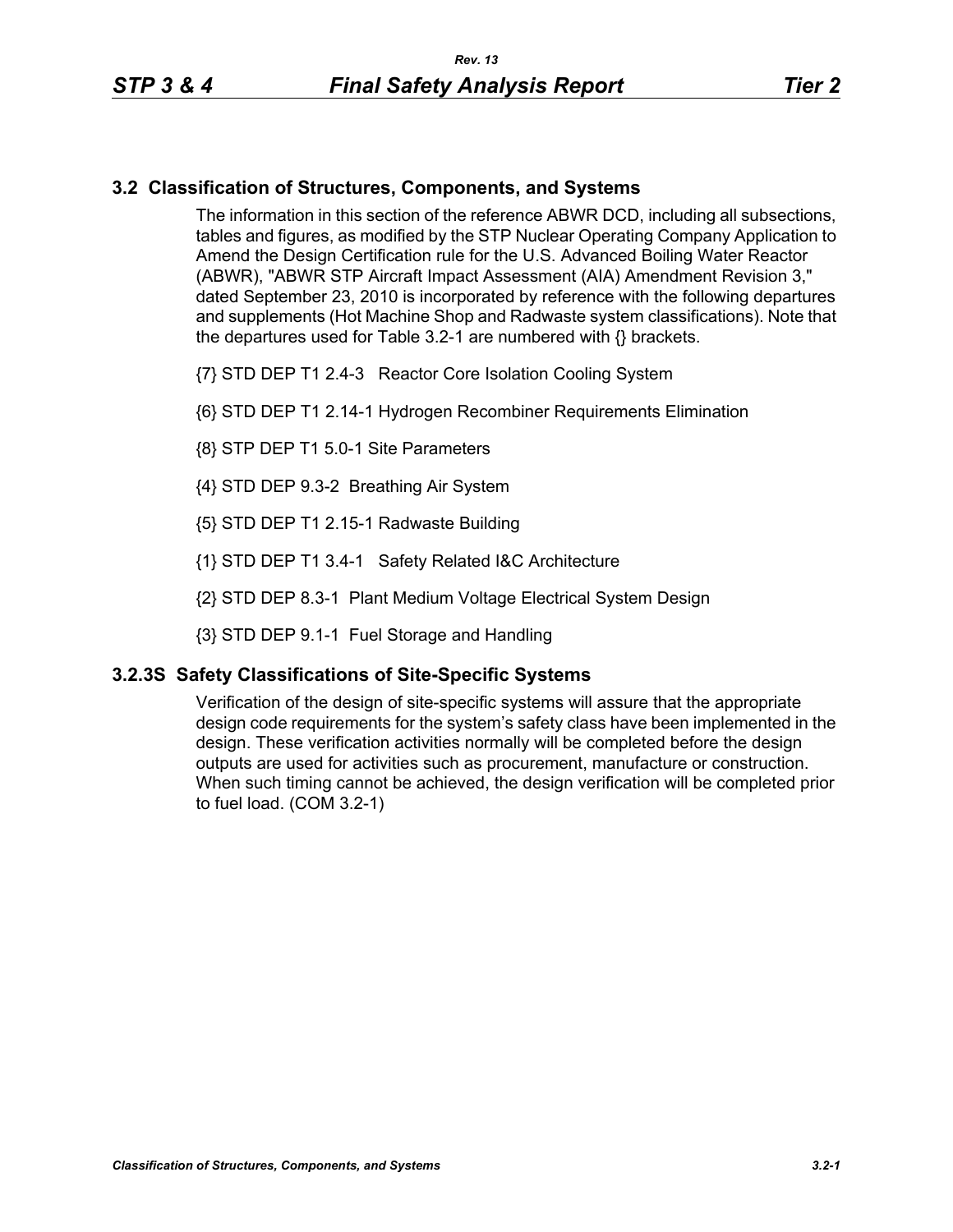## 3.2 Classification of Structures, Components, and Systems

The information in this section of the reference ABWR DCD, including all subsections, tables and figures, as modified by the STP Nuclear Operating Company Application to Amend the Design Certification rule for the U.S. Advanced Boiling Water Reactor (ABWR), "ABWR STP Aircraft Impact Assessment (AIA) Amendment Revision 3," dated September 23, 2010 is incorporated by reference with the following departures and supplements (Hot Machine Shop and Radwaste system classifications). Note that the departures used for Table 3.2-1 are numbered with {} brackets.

{7} STD DEP T1 2.4-3 Reactor Core Isolation Cooling System

{6} STD DEP T1 2.14-1 Hydrogen Recombiner Requirements Elimination

{8} STP DEP T1 5.0-1 Site Parameters

{4} STD DEP 9.3-2 Breathing Air System

{5} STD DEP T1 2.15-1 Radwaste Building

{1} STD DEP T1 3.4-1 Safety Related I&C Architecture

{2} STD DEP 8.3-1 Plant Medium Voltage Electrical System Design

{3} STD DEP 9.1-1 Fuel Storage and Handling

### 3.2.3S Safety Classifications of Site-Specific Systems

Verification of the design of site-specific systems will assure that the appropriate design code requirements for the system's safety class have been implemented in the design. These verification activities normally will be completed before the design outputs are used for activities such as procurement, manufacture or construction. When such timing cannot be achieved, the design verification will be completed prior to fuel load. (COM 3.2-1)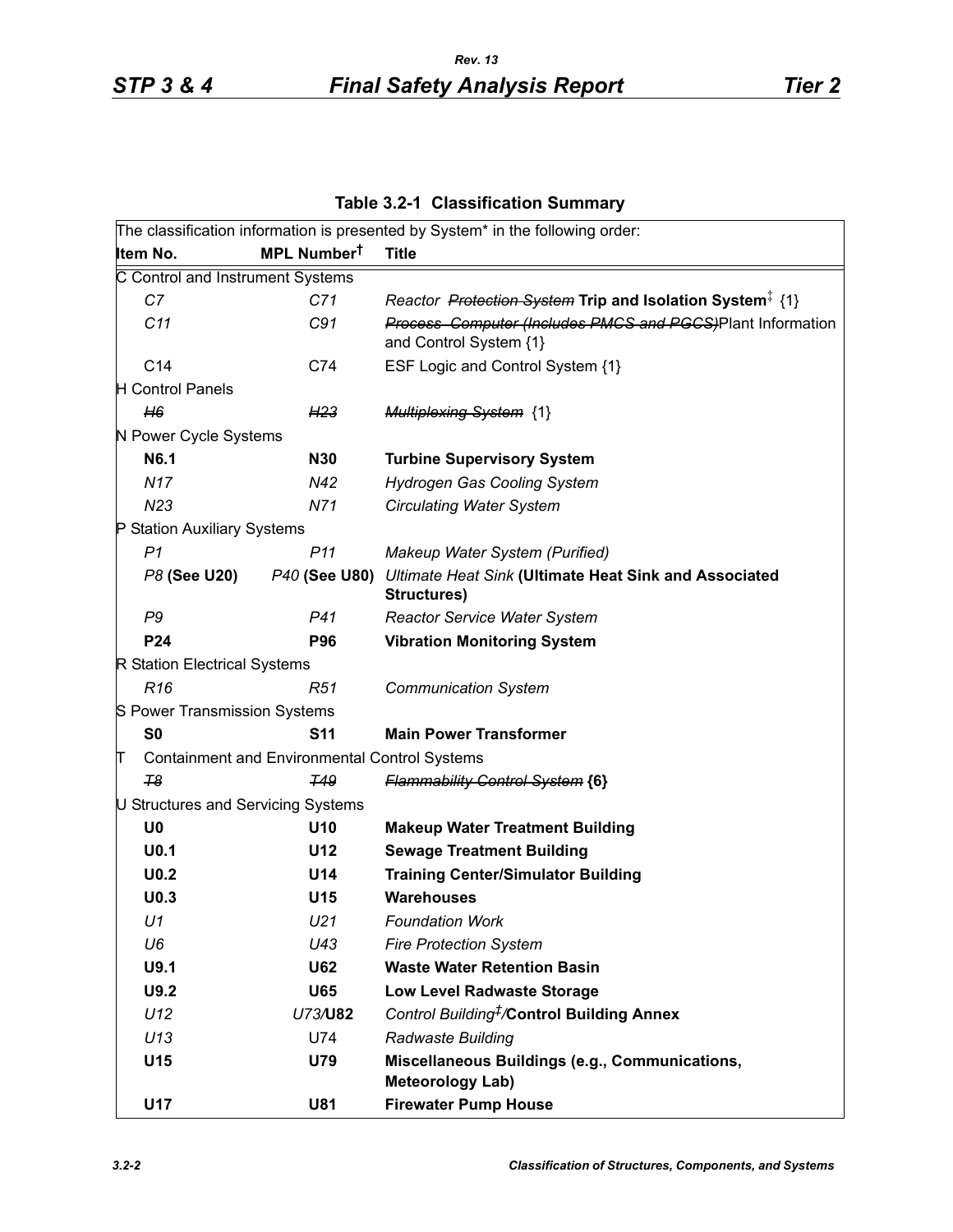**Table 3.2-1 Classification Summary**

The classification information is presented by System* in the following order:

| Item No. | MPL Number† | Title |
|---|---|---|
| C Control and Instrument Systems | | |
| *C7* | *C71* | *Reactor ~~Protection System~~* **Trip and Isolation System**‡ {1} |
| *C11* | *C91* | ~~*Process Computer (Includes PMCS and PGCS)*~~Plant Information and Control System {1} |
| C14 | C74 | ESF Logic and Control System {1} |
| H Control Panels | | |
| ~~*H6*~~ | ~~*H23*~~ | ~~*Multiplexing System*~~ {1} |
| N Power Cycle Systems | | |
| **N6.1** | **N30** | **Turbine Supervisory System** |
| *N17* | *N42* | *Hydrogen Gas Cooling System* |
| *N23* | *N71* | *Circulating Water System* |
| P Station Auxiliary Systems | | |
| *P1* | *P11* | *Makeup Water System (Purified)* |
| *P8* **(See U20)** | *P40* **(See U80)** | *Ultimate Heat Sink* **(Ultimate Heat Sink and Associated Structures)** |
| *P9* | *P41* | *Reactor Service Water System* |
| **P24** | **P96** | **Vibration Monitoring System** |
| R Station Electrical Systems | | |
| *R16* | *R51* | *Communication System* |
| S Power Transmission Systems | | |
| **S0** | **S11** | **Main Power Transformer** |
| T Containment and Environmental Control Systems | | |
| ~~*T8*~~ | ~~*T49*~~ | ~~*Flammability Control System*~~ **{6}** |
| U Structures and Servicing Systems | | |
| **U0** | **U10** | **Makeup Water Treatment Building** |
| **U0.1** | **U12** | **Sewage Treatment Building** |
| **U0.2** | **U14** | **Training Center/Simulator Building** |
| **U0.3** | **U15** | **Warehouses** |
| *U1* | *U21* | *Foundation Work* |
| *U6* | *U43* | *Fire Protection System* |
| **U9.1** | **U62** | **Waste Water Retention Basin** |
| **U9.2** | **U65** | **Low Level Radwaste Storage** |
| *U12* | *U73*/**U82** | *Control Building*‡/**Control Building Annex** |
| *U13* | U74 | *Radwaste Building* |
| **U15** | **U79** | **Miscellaneous Buildings (e.g., Communications, Meteorology Lab)** |
| **U17** | **U81** | **Firewater Pump House** |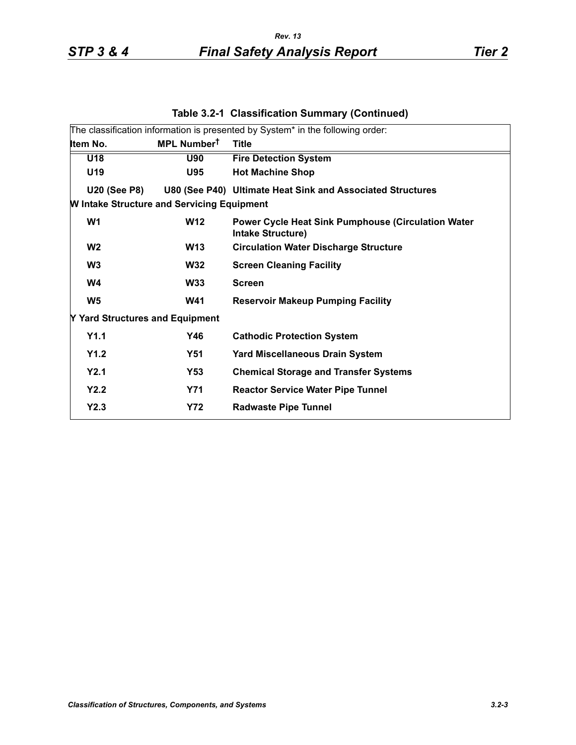**Table 3.2-1 Classification Summary (Continued)**

The classification information is presented by System* in the following order:

| Item No. | MPL Number† | Title |
|---|---|---|
| **U18** | **U90** | **Fire Detection System** |
| **U19** | **U95** | **Hot Machine Shop** |
| **U20 (See P8)** | **U80 (See P40)** | **Ultimate Heat Sink and Associated Structures** |
| **W Intake Structure and Servicing Equipment** | | |
| **W1** | **W12** | **Power Cycle Heat Sink Pumphouse (Circulation Water Intake Structure)** |
| **W2** | **W13** | **Circulation Water Discharge Structure** |
| **W3** | **W32** | **Screen Cleaning Facility** |
| **W4** | **W33** | **Screen** |
| **W5** | **W41** | **Reservoir Makeup Pumping Facility** |
| **Y Yard Structures and Equipment** | | |
| **Y1.1** | **Y46** | **Cathodic Protection System** |
| **Y1.2** | **Y51** | **Yard Miscellaneous Drain System** |
| **Y2.1** | **Y53** | **Chemical Storage and Transfer Systems** |
| **Y2.2** | **Y71** | **Reactor Service Water Pipe Tunnel** |
| **Y2.3** | **Y72** | **Radwaste Pipe Tunnel** |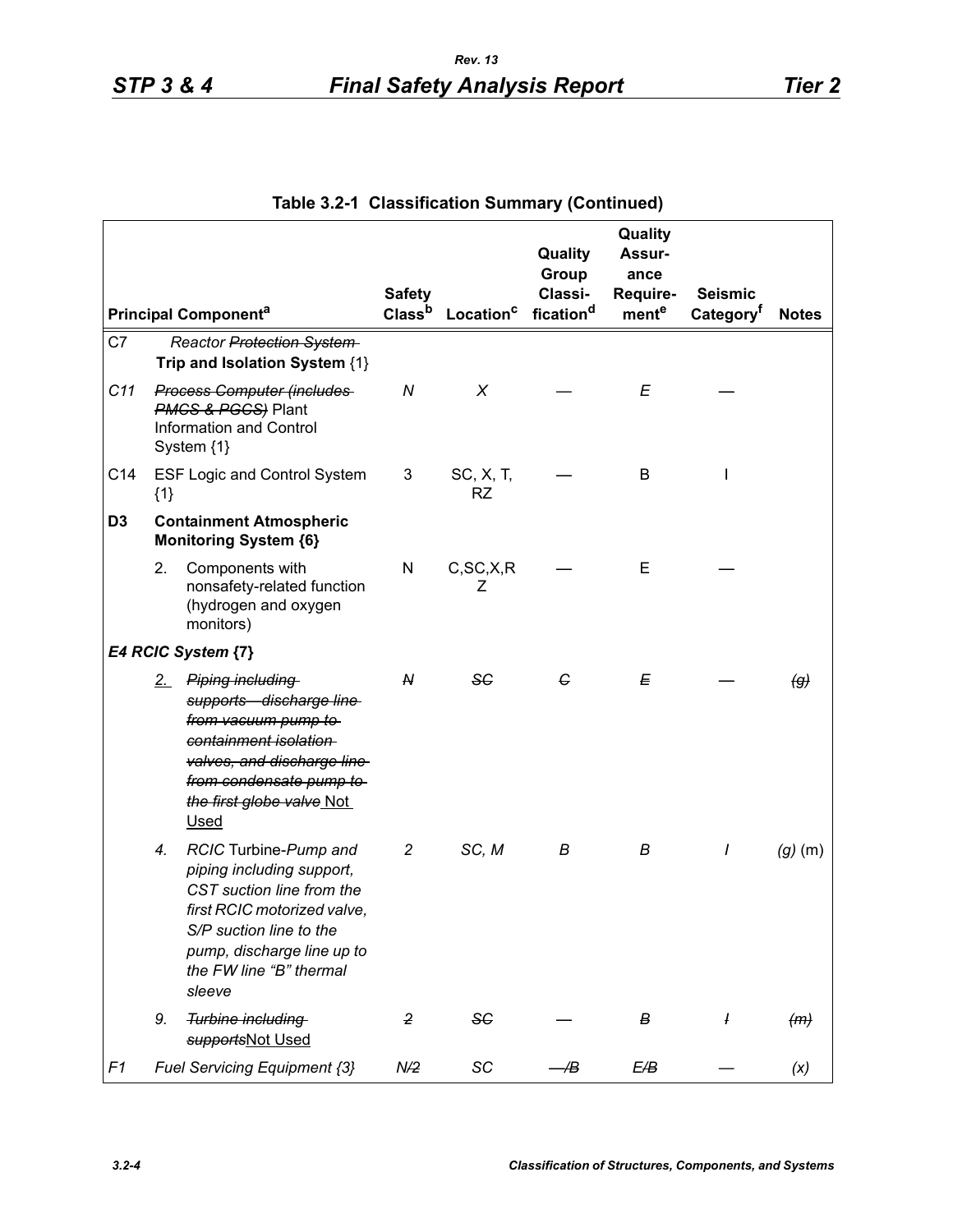## Table 3.2-1 Classification Summary (Continued)

| Principal Component[a] | | Safety Class[b] | Location[c] | Quality Group Classification[d] | Quality Assurance Requirement[e] | Seismic Category[f] | Notes |
|---|---|---|---|---|---|---|---|
| C7 | *Reactor ~~Protection System~~* **Trip and Isolation System** {1} | | | | | | |
| *C11* | *~~Process Computer (includes PMCS & PGCS)~~* Plant Information and Control System {1} | *N* | *X* | — | *E* | — | |
| C14 | ESF Logic and Control System {1} | 3 | SC, X, T, RZ | — | B | I | |
| **D3** | **Containment Atmospheric Monitoring System {6}** | | | | | | |
| | 2. Components with nonsafety-related function (hydrogen and oxygen monitors) | N | C,SC,X,RZ | — | E | — | |
| ***E4 RCIC System*** **{7}** | | | | | | | |
| | 2. ~~*Piping including supports—discharge line from vacuum pump to containment isolation valves, and discharge line from condensate pump to the first globe valve*~~ Not Used | ~~*N*~~ | ~~*SC*~~ | ~~*C*~~ | ~~*E*~~ | — | ~~*(g)*~~ |
| | *4. RCIC* Turbine-*Pump and piping including support, CST suction line from the first RCIC motorized valve, S/P suction line to the pump, discharge line up to the FW line "B" thermal sleeve* | *2* | *SC, M* | *B* | *B* | *I* | *(g)* (m) |
| | *9.* ~~*Turbine including supports*~~Not Used | ~~*2*~~ | ~~*SC*~~ | — | ~~*B*~~ | ~~*I*~~ | ~~*(m)*~~ |
| *F1* | *Fuel Servicing Equipment {3}* | *N/~~2~~* | *SC* | *—/~~B~~* | *E/~~B~~* | — | *(x)* |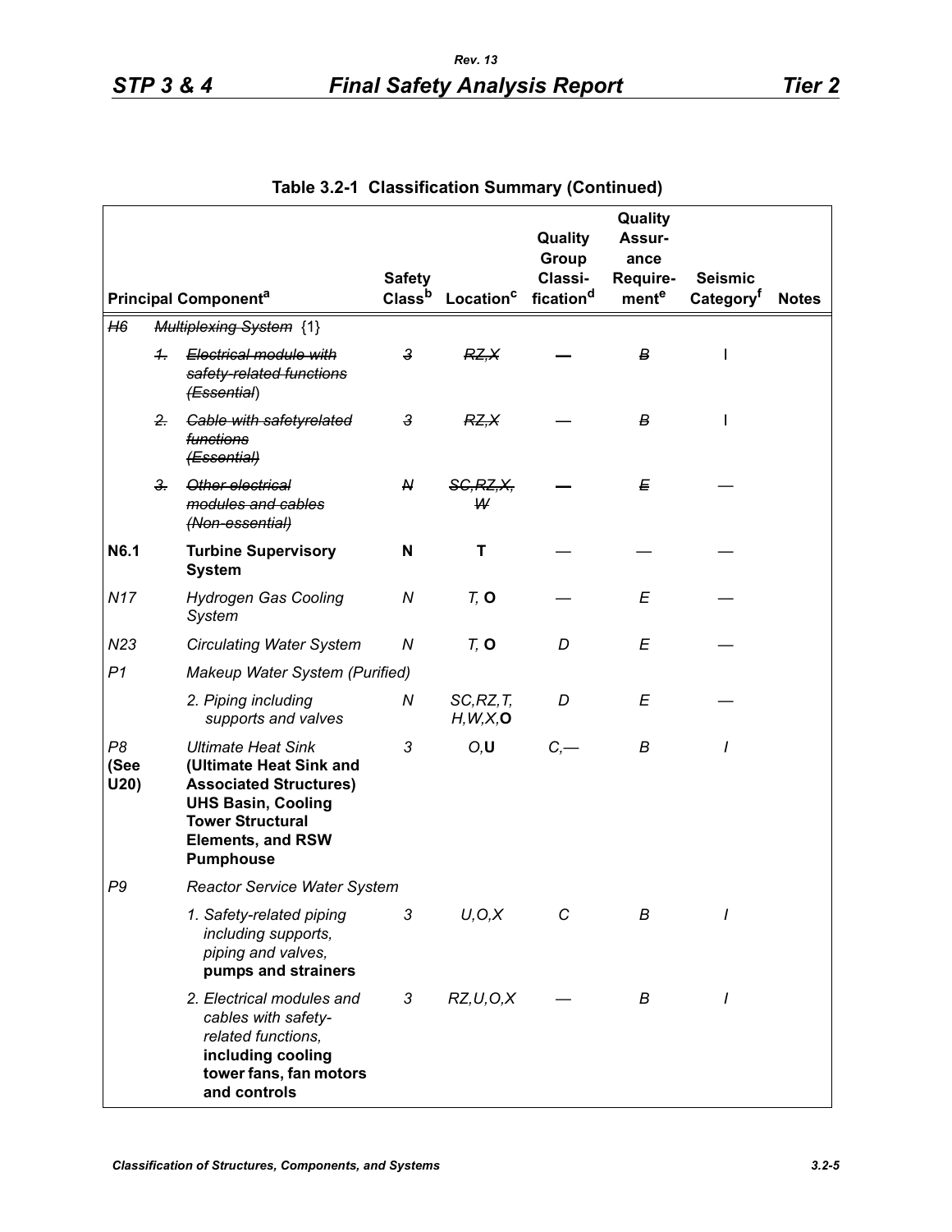## Table 3.2-1 Classification Summary (Continued)

| | | Principal Component[a] | Safety Class[b] | Location[c] | Quality Group Classification[d] | Quality Assurance Requirement[e] | Seismic Category[f] | Notes |
|---|---|---|---|---|---|---|---|---|
| ~~*H6*~~ | | ~~*Multiplexing System*~~ {1} | | | | | | |
| | ~~*1.*~~ | ~~*Electrical module with safety-related functions (Essential*~~) | ~~*3*~~ | ~~*RZ,X*~~ | — | ~~*B*~~ | I | |
| | ~~*2.*~~ | ~~*Cable with safetyrelated functions (Essential)*~~ | ~~*3*~~ | ~~*RZ,X*~~ | — | ~~*B*~~ | I | |
| | ~~*3.*~~ | ~~*Other electrical modules and cables (Non-essential)*~~ | ~~*N*~~ | ~~*SC,RZ,X, W*~~ | — | ~~*E*~~ | — | |
| **N6.1** | | **Turbine Supervisory System** | **N** | **T** | — | — | — | |
| *N17* | | *Hydrogen Gas Cooling System* | *N* | *T,* **O** | — | *E* | — | |
| *N23* | | *Circulating Water System* | *N* | *T,* **O** | *D* | *E* | — | |
| *P1* | | *Makeup Water System (Purified)* | | | | | | |
| | | *2. Piping including supports and valves* | *N* | *SC,RZ,T, H,W,X,***O** | *D* | *E* | — | |
| *P8* **(See U20)** | | *Ultimate Heat Sink* **(Ultimate Heat Sink and Associated Structures) UHS Basin, Cooling Tower Structural Elements, and RSW Pumphouse** | *3* | *O,***U** | *C,—* | *B* | *I* | |
| *P9* | | *Reactor Service Water System* | | | | | | |
| | | *1. Safety-related piping including supports, piping and valves,* **pumps and strainers** | *3* | *U,O,X* | *C* | *B* | *I* | |
| | | *2. Electrical modules and cables with safety-related functions,* **including cooling tower fans, fan motors and controls** | *3* | *RZ,U,O,X* | — | *B* | *I* | |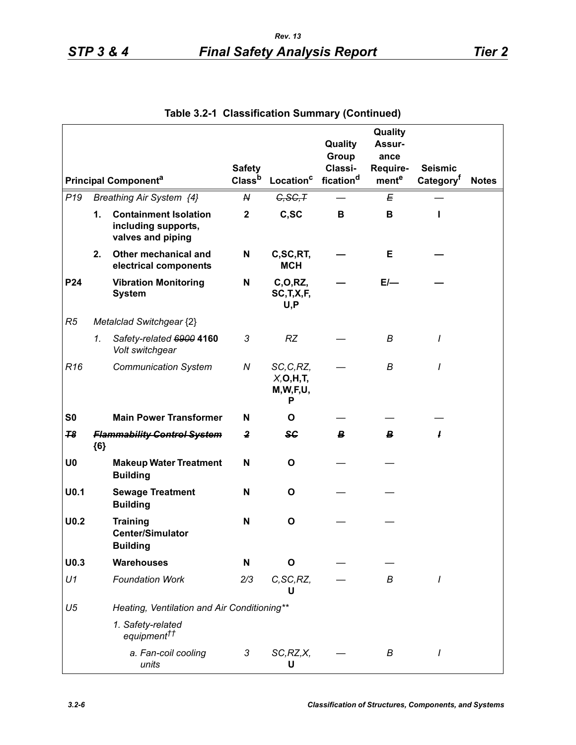## Table 3.2-1 Classification Summary (Continued)

| | | Principal Component[a] | Safety Class[b] | Location[c] | Quality Group Classification[d] | Quality Assurance Requirement[e] | Seismic Category[f] | Notes |
|---|---|---|---|---|---|---|---|---|
| *P19* | *Breathing Air System {4}* | | ~~*N*~~ | ~~*C,SC,T*~~ | — | ~~*E*~~ | — | |
| | **1.** | **Containment Isolation including supports, valves and piping** | **2** | **C,SC** | **B** | **B** | **I** | |
| | **2.** | **Other mechanical and electrical components** | **N** | **C,SC,RT, MCH** | **—** | **E** | **—** | |
| **P24** | | **Vibration Monitoring System** | **N** | **C,O,RZ, SC,T,X,F, U,P** | **—** | **E/—** | **—** | |
| *R5* | *Metalclad Switchgear* {2} | | | | | | | |
| | *1.* | *Safety-related* ~~*6900*~~ **4160** *Volt switchgear* | *3* | *RZ* | — | *B* | *I* | |
| *R16* | | *Communication System* | *N* | *SC,C,RZ, X,***O,H,T, M,W,F,U, P** | — | *B* | *I* | |
| **S0** | | **Main Power Transformer** | **N** | **O** | — | — | — | |
| ~~***T8***~~ | ~~***Flammability Control System***~~ **{6}** | | ~~***2***~~ | ~~***SC***~~ | ~~***B***~~ | ~~***B***~~ | ~~***I***~~ | |
| **U0** | | **Makeup Water Treatment Building** | **N** | **O** | — | — | | |
| **U0.1** | | **Sewage Treatment Building** | **N** | **O** | — | — | | |
| **U0.2** | | **Training Center/Simulator Building** | **N** | **O** | — | — | | |
| **U0.3** | | **Warehouses** | **N** | **O** | — | — | | |
| *U1* | | *Foundation Work* | *2/3* | *C,SC,RZ,* **U** | — | *B* | *I* | |
| *U5* | | *Heating, Ventilation and Air Conditioning*** | | | | | | |
| | | *1. Safety-related equipment*†† | | | | | | |
| | | *a. Fan-coil cooling units* | *3* | *SC,RZ,X,* **U** | — | *B* | *I* | |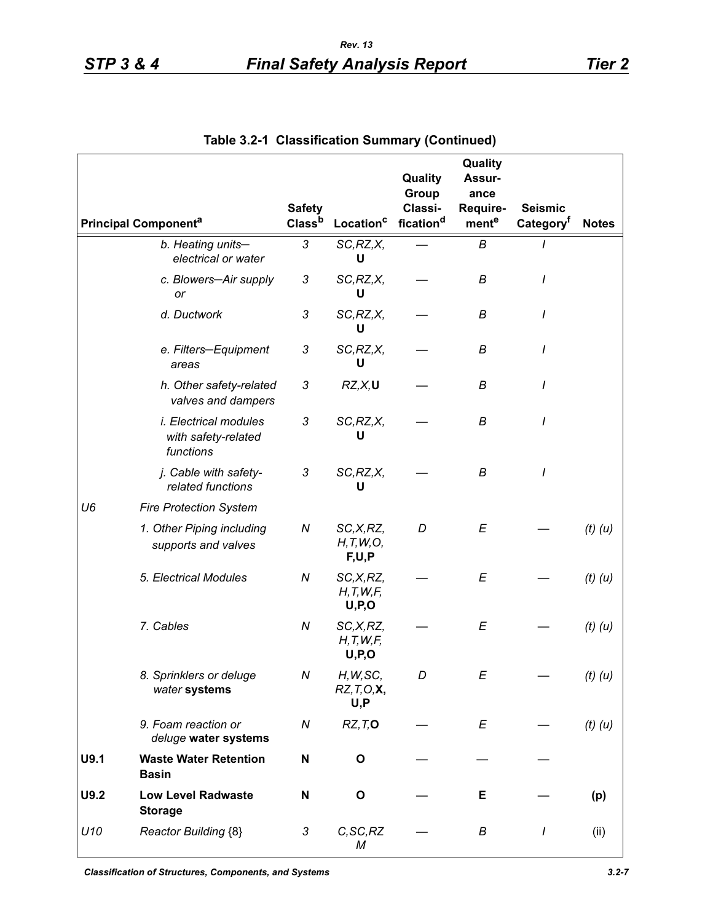**Table 3.2-1 Classification Summary (Continued)**

| | Principal Component[a] | Safety Class[b] | Location[c] | Quality Group Classification[d] | Quality Assurance Requirement[e] | Seismic Category[f] | Notes |
|---|---|---|---|---|---|---|---|
| | *b. Heating units—electrical or water* | *3* | *SC,RZ,X,* **U** | — | *B* | *I* | |
| | *c. Blowers—Air supply or* | *3* | *SC,RZ,X,* **U** | — | *B* | *I* | |
| | *d. Ductwork* | *3* | *SC,RZ,X,* **U** | — | *B* | *I* | |
| | *e. Filters—Equipment areas* | *3* | *SC,RZ,X,* **U** | — | *B* | *I* | |
| | *h. Other safety-related valves and dampers* | *3* | *RZ,X,***U** | — | *B* | *I* | |
| | *i. Electrical modules with safety-related functions* | *3* | *SC,RZ,X,* **U** | — | *B* | *I* | |
| | *j. Cable with safety-related functions* | *3* | *SC,RZ,X,* **U** | — | *B* | *I* | |
| *U6* | *Fire Protection System* | | | | | | |
| | *1. Other Piping including supports and valves* | *N* | *SC,X,RZ, H,T,W,O,* **F,U,P** | *D* | *E* | — | *(t) (u)* |
| | *5. Electrical Modules* | *N* | *SC,X,RZ, H,T,W,F,* **U,P,O** | — | *E* | — | *(t) (u)* |
| | *7. Cables* | *N* | *SC,X,RZ, H,T,W,F,* **U,P,O** | — | *E* | — | *(t) (u)* |
| | *8. Sprinklers or deluge water* **systems** | *N* | *H,W,SC, RZ,T,O,***X, U,P** | *D* | *E* | — | *(t) (u)* |
| | *9. Foam reaction or deluge* **water systems** | *N* | *RZ,T,***O** | — | *E* | — | *(t) (u)* |
| **U9.1** | **Waste Water Retention Basin** | **N** | **O** | — | — | — | |
| **U9.2** | **Low Level Radwaste Storage** | **N** | **O** | — | **E** | — | **(p)** |
| *U10* | *Reactor Building* {8} | *3* | *C,SC,RZ M* | — | *B* | *I* | (ii) |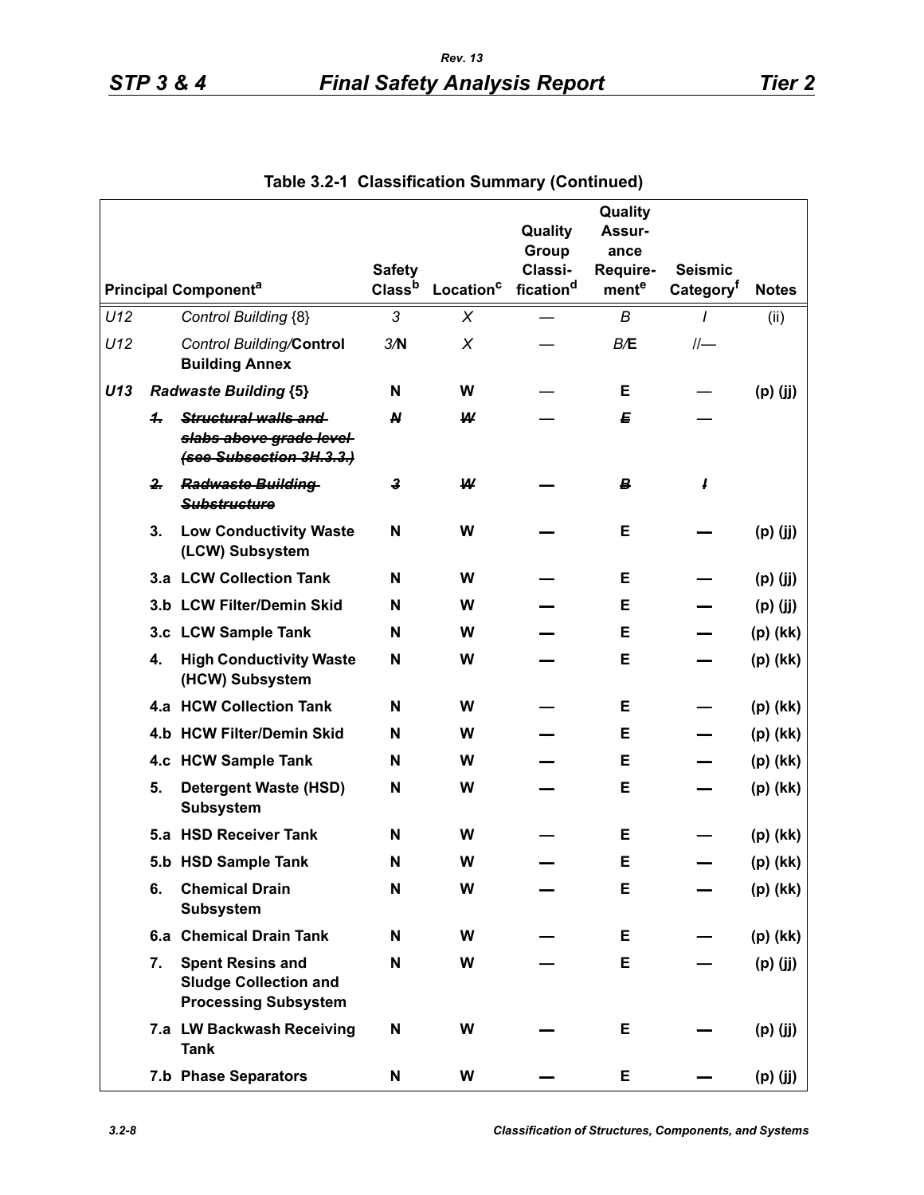Table 3.2-1 Classification Summary (Continued)

| | | Principal Component[a] | Safety Class[b] | Location[c] | Quality Group Classification[d] | Quality Assurance Requirement[e] | Seismic Category[f] | Notes |
|---|---|---|---|---|---|---|---|---|
| *U12* | | *Control Building* {8} | *3* | *X* | — | *B* | *I* | (ii) |
| *U12* | | *Control Building/***Control Building Annex** | *3/***N** | *X* | — | *B/***E** | *I/*— | |
| ***U13*** | | ***Radwaste Building* {5}** | **N** | **W** | — | **E** | — | **(p) (jj)** |
| | ~~*1.*~~ | ~~*Structural walls and slabs above grade level (see Subsection 3H.3.3.)*~~ | ~~*N*~~ | ~~*W*~~ | — | ~~*E*~~ | — | |
| | ~~*2.*~~ | ~~*Radwaste Building Substructure*~~ | ~~*3*~~ | ~~*W*~~ | **—** | ~~*B*~~ | ~~*I*~~ | |
| | **3.** | **Low Conductivity Waste (LCW) Subsystem** | **N** | **W** | **—** | **E** | **—** | **(p) (jj)** |
| | **3.a** | **LCW Collection Tank** | **N** | **W** | — | **E** | — | **(p) (jj)** |
| | **3.b** | **LCW Filter/Demin Skid** | **N** | **W** | **—** | **E** | **—** | **(p) (jj)** |
| | **3.c** | **LCW Sample Tank** | **N** | **W** | **—** | **E** | **—** | **(p) (kk)** |
| | **4.** | **High Conductivity Waste (HCW) Subsystem** | **N** | **W** | **—** | **E** | **—** | **(p) (kk)** |
| | **4.a** | **HCW Collection Tank** | **N** | **W** | — | **E** | — | **(p) (kk)** |
| | **4.b** | **HCW Filter/Demin Skid** | **N** | **W** | **—** | **E** | **—** | **(p) (kk)** |
| | **4.c** | **HCW Sample Tank** | **N** | **W** | **—** | **E** | **—** | **(p) (kk)** |
| | **5.** | **Detergent Waste (HSD) Subsystem** | **N** | **W** | **—** | **E** | **—** | **(p) (kk)** |
| | **5.a** | **HSD Receiver Tank** | **N** | **W** | — | **E** | — | **(p) (kk)** |
| | **5.b** | **HSD Sample Tank** | **N** | **W** | **—** | **E** | **—** | **(p) (kk)** |
| | **6.** | **Chemical Drain Subsystem** | **N** | **W** | **—** | **E** | **—** | **(p) (kk)** |
| | **6.a** | **Chemical Drain Tank** | **N** | **W** | **—** | **E** | **—** | **(p) (kk)** |
| | **7.** | **Spent Resins and Sludge Collection and Processing Subsystem** | **N** | **W** | — | **E** | — | **(p) (jj)** |
| | **7.a** | **LW Backwash Receiving Tank** | **N** | **W** | **—** | **E** | **—** | **(p) (jj)** |
| | **7.b** | **Phase Separators** | **N** | **W** | **—** | **E** | **—** | **(p) (jj)** |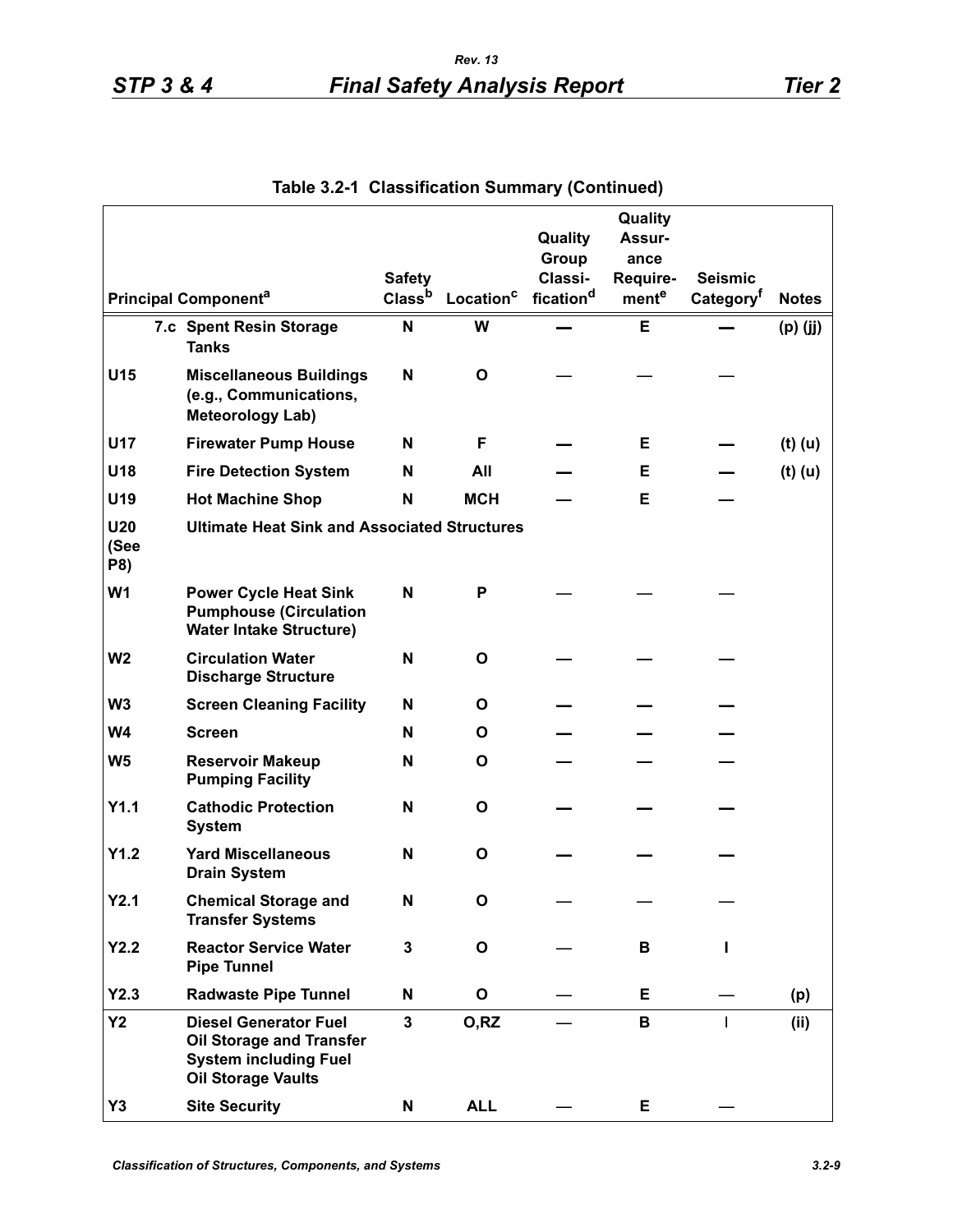## Table 3.2-1 Classification Summary (Continued)

| | Principal Component[a] | Safety Class[b] | Location[c] | Quality Group Classification[d] | Quality Assurance Requirement[e] | Seismic Category[f] | Notes |
|---|---|---|---|---|---|---|---|
| | **7.c Spent Resin Storage Tanks** | N | W | — | E | — | (p) (jj) |
| U15 | **Miscellaneous Buildings (e.g., Communications, Meteorology Lab)** | N | O | — | — | — | |
| U17 | **Firewater Pump House** | N | F | — | E | — | (t) (u) |
| U18 | **Fire Detection System** | N | All | — | E | — | (t) (u) |
| U19 | **Hot Machine Shop** | N | MCH | — | E | — | |
| U20 (See P8) | **Ultimate Heat Sink and Associated Structures** | | | | | | |
| W1 | **Power Cycle Heat Sink Pumphouse (Circulation Water Intake Structure)** | N | P | — | — | — | |
| W2 | **Circulation Water Discharge Structure** | N | O | — | — | — | |
| W3 | **Screen Cleaning Facility** | N | O | — | — | — | |
| W4 | **Screen** | N | O | — | — | — | |
| W5 | **Reservoir Makeup Pumping Facility** | N | O | — | — | — | |
| Y1.1 | **Cathodic Protection System** | N | O | — | — | — | |
| Y1.2 | **Yard Miscellaneous Drain System** | N | O | — | — | — | |
| Y2.1 | **Chemical Storage and Transfer Systems** | N | O | — | — | — | |
| Y2.2 | **Reactor Service Water Pipe Tunnel** | 3 | O | — | B | I | |
| Y2.3 | **Radwaste Pipe Tunnel** | N | O | — | E | — | (p) |
| Y2 | **Diesel Generator Fuel Oil Storage and Transfer System including Fuel Oil Storage Vaults** | 3 | O,RZ | — | B | I | (ii) |
| Y3 | **Site Security** | N | ALL | — | E | — | |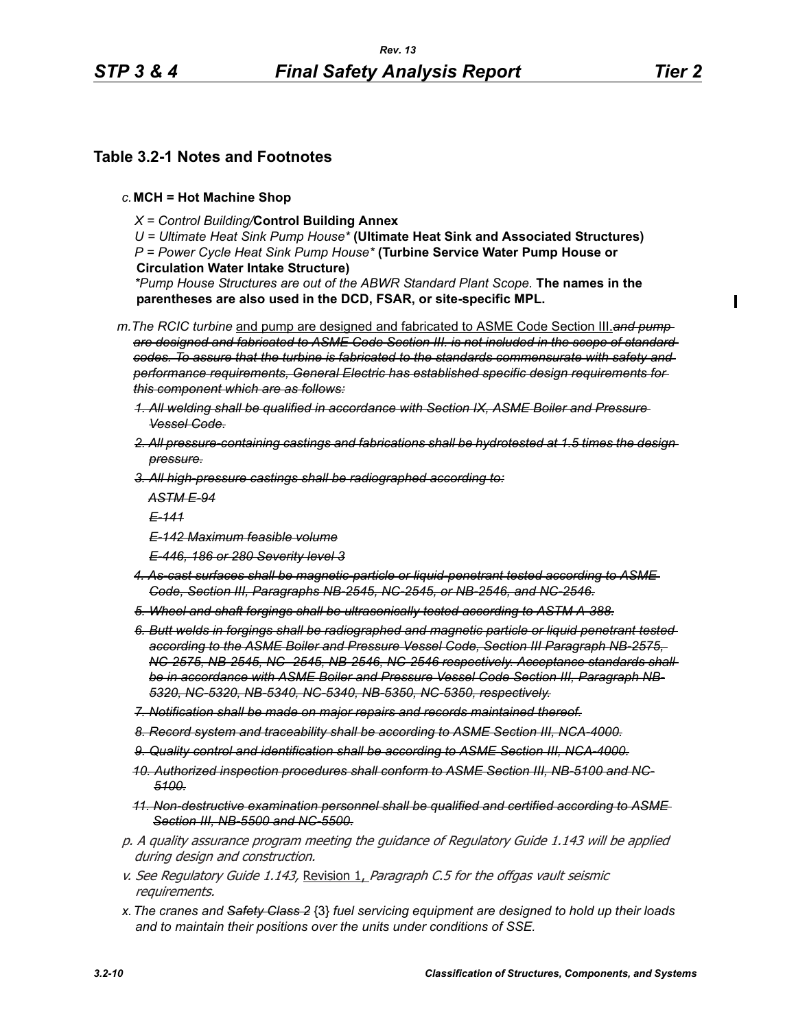## Table 3.2-1 Notes and Footnotes

*c.* **MCH = Hot Machine Shop**

*X = Control Building/***Control Building Annex**
*U = Ultimate Heat Sink Pump House\** **(Ultimate Heat Sink and Associated Structures)**
*P = Power Cycle Heat Sink Pump House\** **(Turbine Service Water Pump House or Circulation Water Intake Structure)**
*\*Pump House Structures are out of the ABWR Standard Plant Scope.* **The names in the parentheses are also used in the DCD, FSAR, or site-specific MPL.**

*m. The RCIC turbine* <u>and pump are designed and fabricated to ASME Code Section III.</u>~~*and pump are designed and fabricated to ASME Code Section III. is not included in the scope of standard codes. To assure that the turbine is fabricated to the standards commensurate with safety and performance requirements, General Electric has established specific design requirements for this component which are as follows:*~~

~~*1. All welding shall be qualified in accordance with Section IX, ASME Boiler and Pressure Vessel Code.*~~

~~*2. All pressure-containing castings and fabrications shall be hydrotested at 1.5 times the design pressure.*~~

~~*3. All high-pressure castings shall be radiographed according to:*~~

~~*ASTM E-94*~~

~~*E-141*~~

~~*E-142 Maximum feasible volume*~~

~~*E-446, 186 or 280 Severity level 3*~~

~~*4. As-cast surfaces shall be magnetic-particle or liquid-penetrant tested according to ASME Code, Section III, Paragraphs NB-2545, NC-2545, or NB-2546, and NC-2546.*~~

~~*5. Wheel and shaft forgings shall be ultrasonically tested according to ASTM A-388.*~~

~~*6. Butt welds in forgings shall be radiographed and magnetic particle or liquid penetrant tested according to the ASME Boiler and Pressure Vessel Code, Section III Paragraph NB-2575, NC-2575, NB-2545, NC- 2545, NB-2546, NC-2546 respectively. Acceptance standards shall be in accordance with ASME Boiler and Pressure Vessel Code Section III, Paragraph NB-5320, NC-5320, NB-5340, NC-5340, NB-5350, NC-5350, respectively.*~~

~~*7. Notification shall be made on major repairs and records maintained thereof.*~~

~~*8. Record system and traceability shall be according to ASME Section III, NCA-4000.*~~

~~*9. Quality control and identification shall be according to ASME Section III, NCA-4000.*~~

~~*10. Authorized inspection procedures shall conform to ASME Section III, NB-5100 and NC-5100.*~~

~~*11. Non-destructive examination personnel shall be qualified and certified according to ASME Section III, NB-5500 and NC-5500.*~~

*p. A quality assurance program meeting the guidance of Regulatory Guide 1.143 will be applied during design and construction.*

*v. See Regulatory Guide 1.143,* <u>Revision 1,</u> *Paragraph C.5 for the offgas vault seismic requirements.*

*x. The cranes and* ~~*Safety Class 2*~~ {3} *fuel servicing equipment are designed to hold up their loads and to maintain their positions over the units under conditions of SSE.*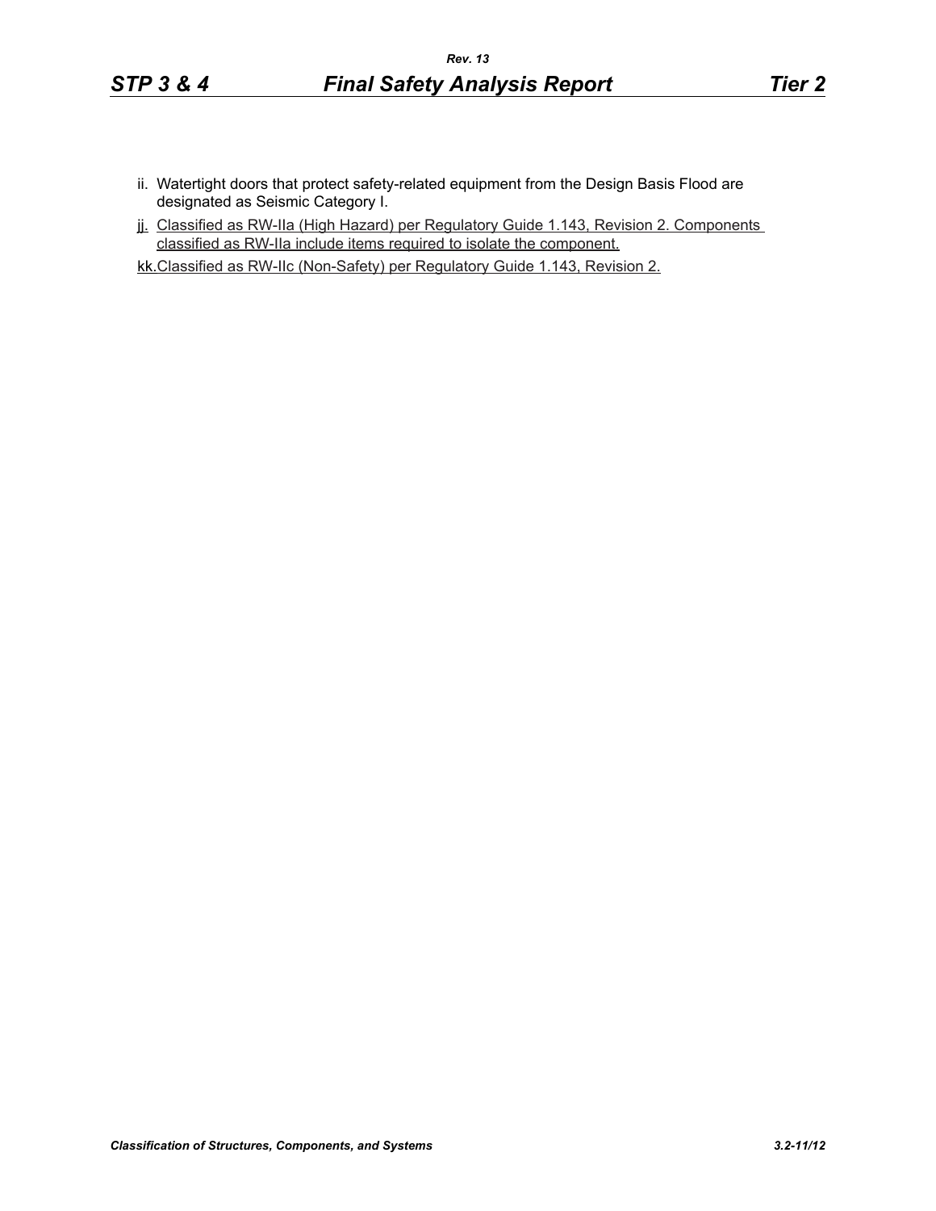ii. Watertight doors that protect safety-related equipment from the Design Basis Flood are designated as Seismic Category I.

jj. Classified as RW-IIa (High Hazard) per Regulatory Guide 1.143, Revision 2. Components classified as RW-IIa include items required to isolate the component.

kk. Classified as RW-IIc (Non-Safety) per Regulatory Guide 1.143, Revision 2.